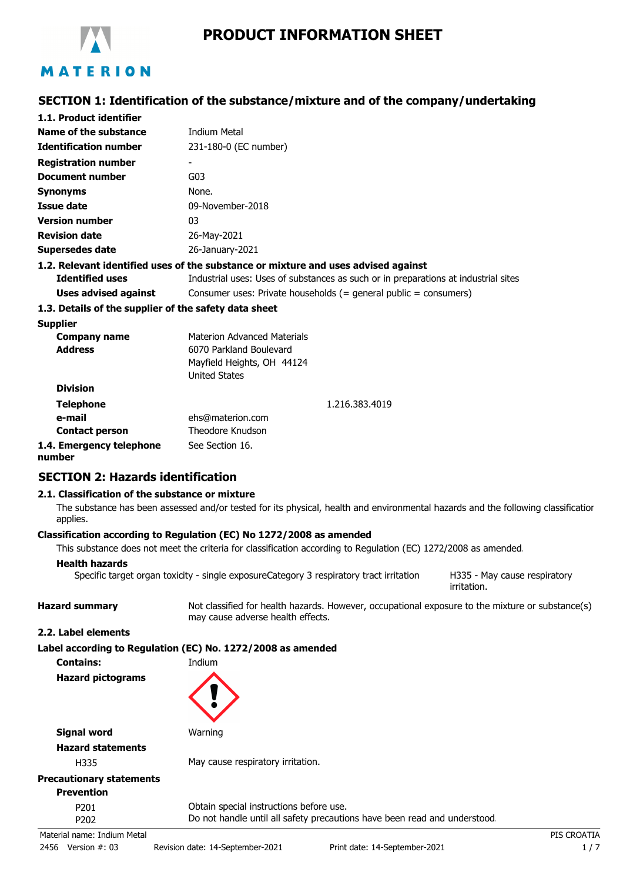# PRODUCT INFORMATION SHEET

## SECTION 1: Identification of the substance/mixture and of the company/undertaking

### 1.1. Product identifier

| | |
|---|---|
| **Name of the substance** | Indium Metal |
| **Identification number** | 231-180-0 (EC number) |
| **Registration number** | - |
| **Document number** | G03 |
| **Synonyms** | None. |
| **Issue date** | 09-November-2018 |
| **Version number** | 03 |
| **Revision date** | 26-May-2021 |
| **Supersedes date** | 26-January-2021 |

### 1.2. Relevant identified uses of the substance or mixture and uses advised against

| | |
|---|---|
| **Identified uses** | Industrial uses: Uses of substances as such or in preparations at industrial sites |
| **Uses advised against** | Consumer uses: Private households (= general public = consumers) |

### 1.3. Details of the supplier of the safety data sheet

**Supplier**

| | |
|---|---|
| **Company name** | Materion Advanced Materials |
| **Address** | 6070 Parkland Boulevard<br>Mayfield Heights, OH 44124<br>United States |
| **Division** | |
| **Telephone** | 1.216.383.4019 |
| **e-mail** | ehs@materion.com |
| **Contact person** | Theodore Knudson |

**1.4. Emergency telephone number** See Section 16.

## SECTION 2: Hazards identification

### 2.1. Classification of the substance or mixture

The substance has been assessed and/or tested for its physical, health and environmental hazards and the following classification applies.

**Classification according to Regulation (EC) No 1272/2008 as amended**

This substance does not meet the criteria for classification according to Regulation (EC) 1272/2008 as amended.

**Health hazards**

| | | |
|---|---|---|
| Specific target organ toxicity - single exposure | Category 3 respiratory tract irritation | H335 - May cause respiratory irritation. |

**Hazard summary** Not classified for health hazards. However, occupational exposure to the mixture or substance(s) may cause adverse health effects.

### 2.2. Label elements

**Label according to Regulation (EC) No. 1272/2008 as amended**

**Contains:** Indium

**Hazard pictograms**

**Signal word** Warning

**Hazard statements**

H335 May cause respiratory irritation.

**Precautionary statements**

**Prevention**

P201 Obtain special instructions before use.
P202 Do not handle until all safety precautions have been read and understood.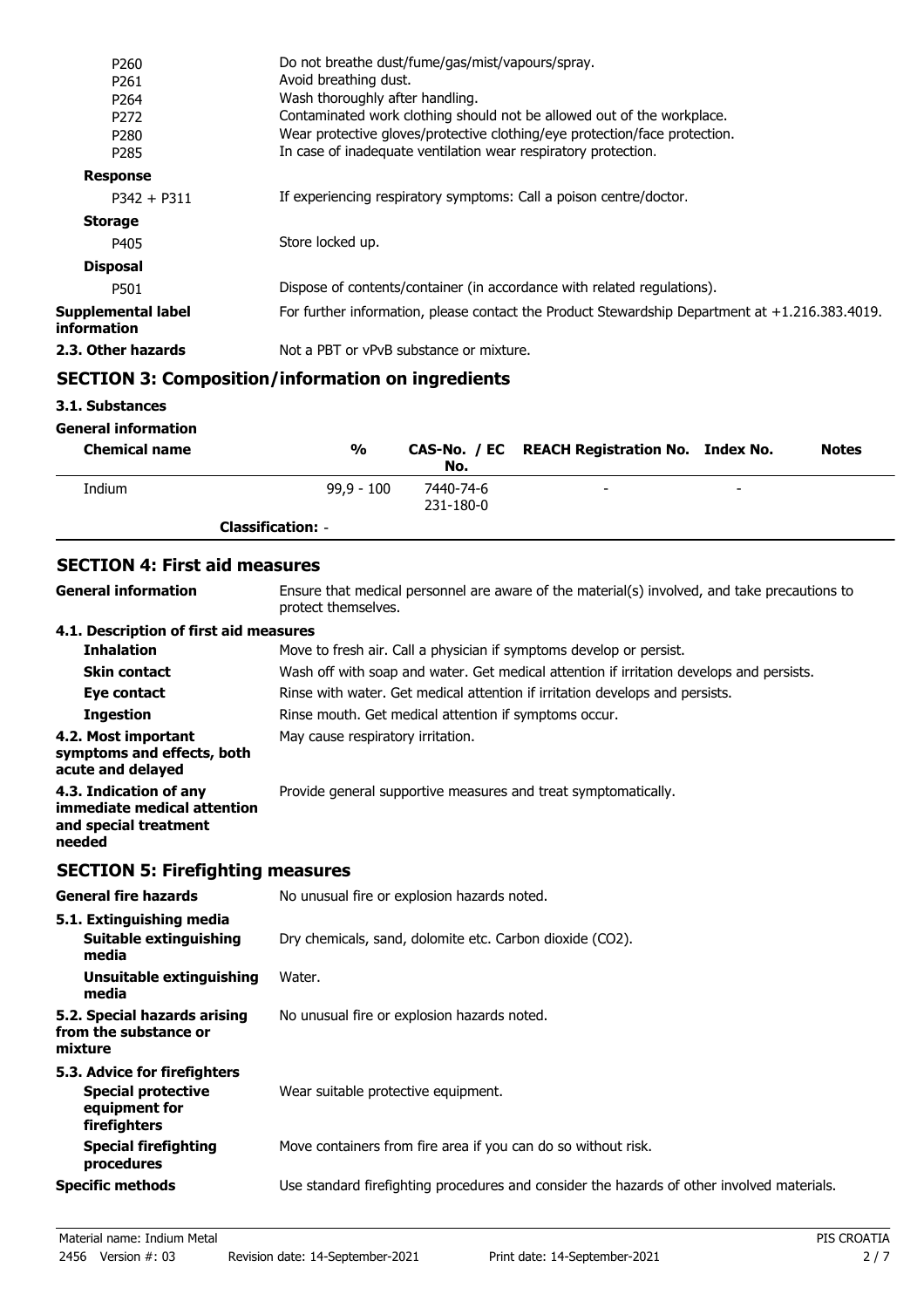| | |
|---|---|
| P260 | Do not breathe dust/fume/gas/mist/vapours/spray. |
| P261 | Avoid breathing dust. |
| P264 | Wash thoroughly after handling. |
| P272 | Contaminated work clothing should not be allowed out of the workplace. |
| P280 | Wear protective gloves/protective clothing/eye protection/face protection. |
| P285 | In case of inadequate ventilation wear respiratory protection. |
| **Response** | |
| P342 + P311 | If experiencing respiratory symptoms: Call a poison centre/doctor. |
| **Storage** | |
| P405 | Store locked up. |
| **Disposal** | |
| P501 | Dispose of contents/container (in accordance with related regulations). |
| **Supplemental label information** | For further information, please contact the Product Stewardship Department at +1.216.383.4019. |
| **2.3. Other hazards** | Not a PBT or vPvB substance or mixture. |

## SECTION 3: Composition/information on ingredients

**3.1. Substances**

**General information**

| Chemical name | % | CAS-No. / EC No. | REACH Registration No. | Index No. | Notes |
|---|---|---|---|---|---|
| Indium | 99,9 - 100 | 7440-74-6 231-180-0 | - | - | |
| **Classification:** - | | | | | |

## SECTION 4: First aid measures

| | |
|---|---|
| **General information** | Ensure that medical personnel are aware of the material(s) involved, and take precautions to protect themselves. |
| **4.1. Description of first aid measures** | |
| **Inhalation** | Move to fresh air. Call a physician if symptoms develop or persist. |
| **Skin contact** | Wash off with soap and water. Get medical attention if irritation develops and persists. |
| **Eye contact** | Rinse with water. Get medical attention if irritation develops and persists. |
| **Ingestion** | Rinse mouth. Get medical attention if symptoms occur. |
| **4.2. Most important symptoms and effects, both acute and delayed** | May cause respiratory irritation. |
| **4.3. Indication of any immediate medical attention and special treatment needed** | Provide general supportive measures and treat symptomatically. |

## SECTION 5: Firefighting measures

| | |
|---|---|
| **General fire hazards** | No unusual fire or explosion hazards noted. |
| **5.1. Extinguishing media** | |
| **Suitable extinguishing media** | Dry chemicals, sand, dolomite etc. Carbon dioxide ($CO_2$). |
| **Unsuitable extinguishing media** | Water. |
| **5.2. Special hazards arising from the substance or mixture** | No unusual fire or explosion hazards noted. |
| **5.3. Advice for firefighters** | |
| **Special protective equipment for firefighters** | Wear suitable protective equipment. |
| **Special firefighting procedures** | Move containers from fire area if you can do so without risk. |
| **Specific methods** | Use standard firefighting procedures and consider the hazards of other involved materials. |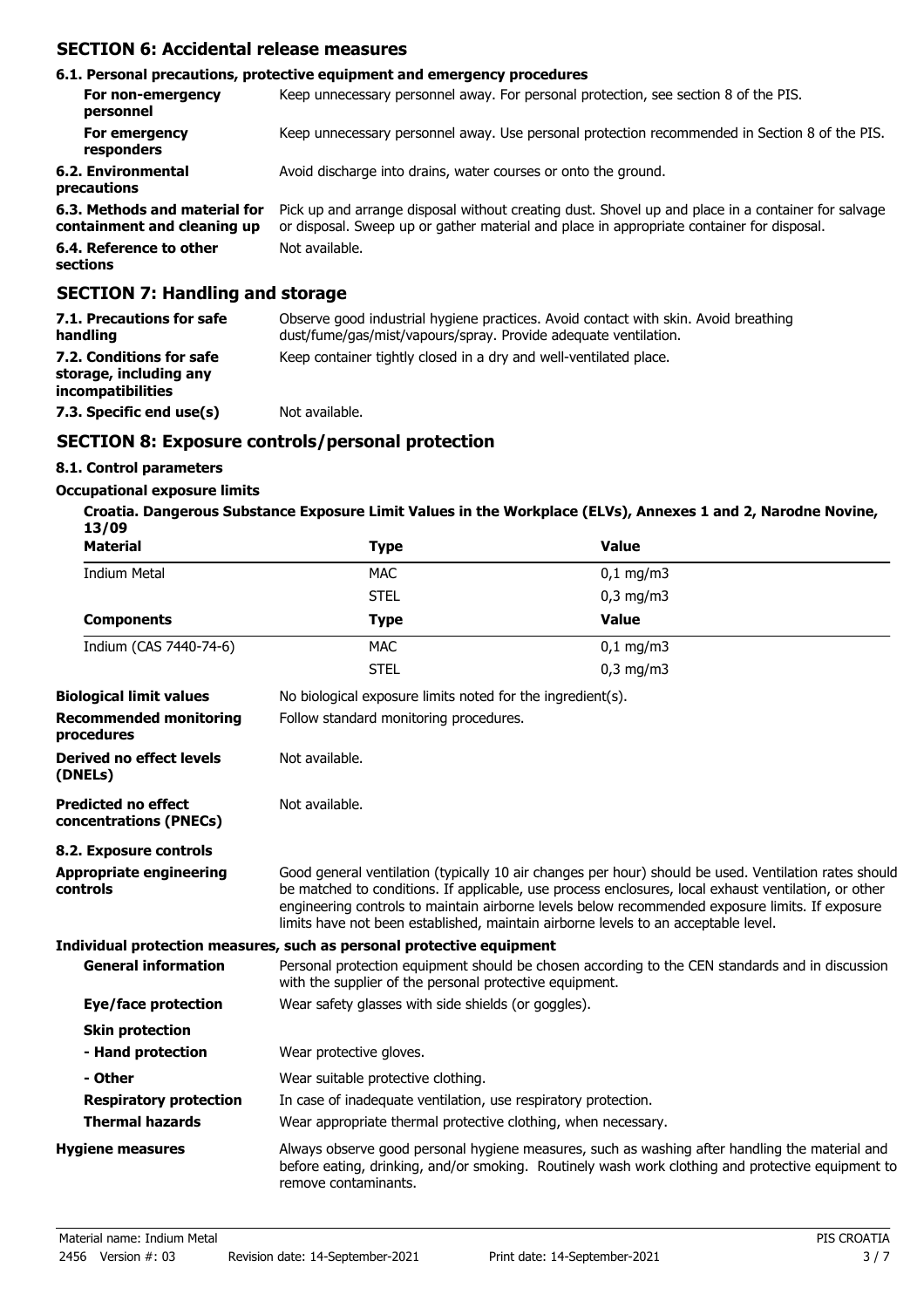## SECTION 6: Accidental release measures

### 6.1. Personal precautions, protective equipment and emergency procedures

| | |
|---|---|
| **For non-emergency personnel** | Keep unnecessary personnel away. For personal protection, see section 8 of the PIS. |
| **For emergency responders** | Keep unnecessary personnel away. Use personal protection recommended in Section 8 of the PIS. |
| **6.2. Environmental precautions** | Avoid discharge into drains, water courses or onto the ground. |
| **6.3. Methods and material for containment and cleaning up** | Pick up and arrange disposal without creating dust. Shovel up and place in a container for salvage or disposal. Sweep up or gather material and place in appropriate container for disposal. |
| **6.4. Reference to other sections** | Not available. |

## SECTION 7: Handling and storage

| | |
|---|---|
| **7.1. Precautions for safe handling** | Observe good industrial hygiene practices. Avoid contact with skin. Avoid breathing dust/fume/gas/mist/vapours/spray. Provide adequate ventilation. |
| **7.2. Conditions for safe storage, including any incompatibilities** | Keep container tightly closed in a dry and well-ventilated place. |
| **7.3. Specific end use(s)** | Not available. |

## SECTION 8: Exposure controls/personal protection

### 8.1. Control parameters

**Occupational exposure limits**

**Croatia. Dangerous Substance Exposure Limit Values in the Workplace (ELVs), Annexes 1 and 2, Narodne Novine, 13/09**

| Material | Type | Value |
|---|---|---|
| Indium Metal | MAC | 0,1 mg/m3 |
| | STEL | 0,3 mg/m3 |
| **Components** | **Type** | **Value** |
| Indium (CAS 7440-74-6) | MAC | 0,1 mg/m3 |
| | STEL | 0,3 mg/m3 |

| | |
|---|---|
| **Biological limit values** | No biological exposure limits noted for the ingredient(s). |
| **Recommended monitoring procedures** | Follow standard monitoring procedures. |
| **Derived no effect levels (DNELs)** | Not available. |
| **Predicted no effect concentrations (PNECs)** | Not available. |

### 8.2. Exposure controls

| | |
|---|---|
| **Appropriate engineering controls** | Good general ventilation (typically 10 air changes per hour) should be used. Ventilation rates should be matched to conditions. If applicable, use process enclosures, local exhaust ventilation, or other engineering controls to maintain airborne levels below recommended exposure limits. If exposure limits have not been established, maintain airborne levels to an acceptable level. |

**Individual protection measures, such as personal protective equipment**

| | |
|---|---|
| **General information** | Personal protection equipment should be chosen according to the CEN standards and in discussion with the supplier of the personal protective equipment. |
| **Eye/face protection** | Wear safety glasses with side shields (or goggles). |
| **Skin protection** | |
| **- Hand protection** | Wear protective gloves. |
| **- Other** | Wear suitable protective clothing. |
| **Respiratory protection** | In case of inadequate ventilation, use respiratory protection. |
| **Thermal hazards** | Wear appropriate thermal protective clothing, when necessary. |
| **Hygiene measures** | Always observe good personal hygiene measures, such as washing after handling the material and before eating, drinking, and/or smoking. Routinely wash work clothing and protective equipment to remove contaminants. |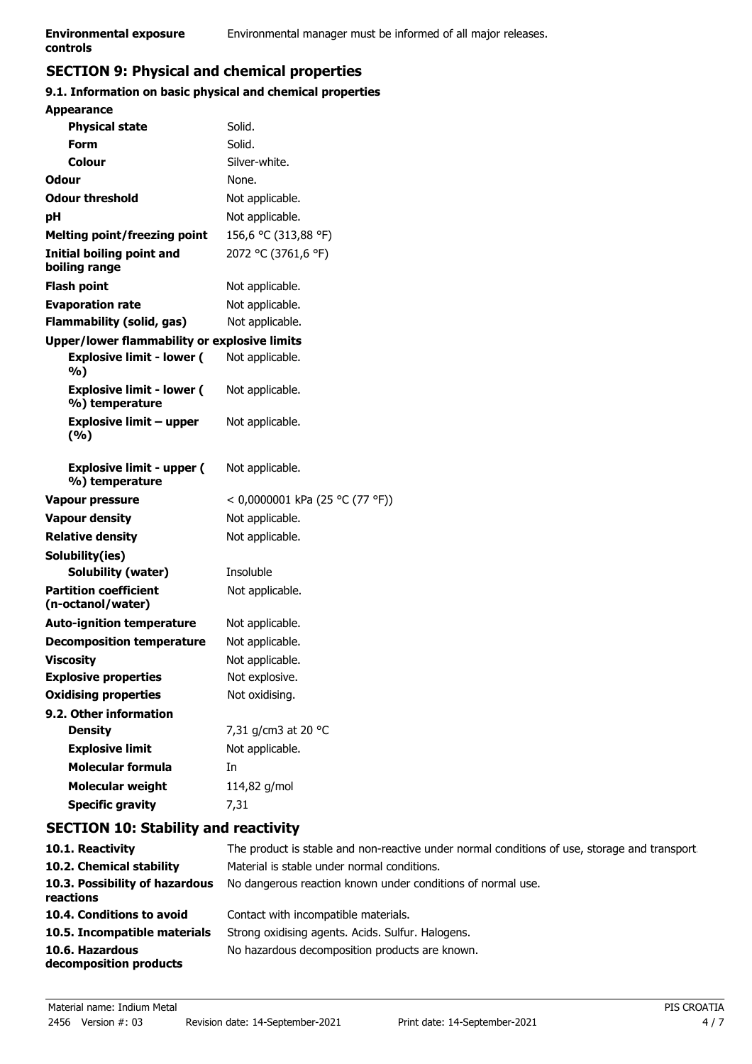| | |
|---|---|
| **Environmental exposure controls** | Environmental manager must be informed of all major releases. |

## SECTION 9: Physical and chemical properties

### 9.1. Information on basic physical and chemical properties

| | |
|---|---|
| **Appearance** | |
| **Physical state** | Solid. |
| **Form** | Solid. |
| **Colour** | Silver-white. |
| **Odour** | None. |
| **Odour threshold** | Not applicable. |
| **pH** | Not applicable. |
| **Melting point/freezing point** | 156,6 °C (313,88 °F) |
| **Initial boiling point and boiling range** | 2072 °C (3761,6 °F) |
| **Flash point** | Not applicable. |
| **Evaporation rate** | Not applicable. |
| **Flammability (solid, gas)** | Not applicable. |
| **Upper/lower flammability or explosive limits** | |
| **Explosive limit - lower ( %)** | Not applicable. |
| **Explosive limit - lower ( %) temperature** | Not applicable. |
| **Explosive limit – upper (%)** | Not applicable. |
| **Explosive limit - upper ( %) temperature** | Not applicable. |
| **Vapour pressure** | < 0,0000001 kPa (25 °C (77 °F)) |
| **Vapour density** | Not applicable. |
| **Relative density** | Not applicable. |
| **Solubility(ies)** | |
| **Solubility (water)** | Insoluble |
| **Partition coefficient (n-octanol/water)** | Not applicable. |
| **Auto-ignition temperature** | Not applicable. |
| **Decomposition temperature** | Not applicable. |
| **Viscosity** | Not applicable. |
| **Explosive properties** | Not explosive. |
| **Oxidising properties** | Not oxidising. |
| **9.2. Other information** | |
| **Density** | 7,31 g/cm3 at 20 °C |
| **Explosive limit** | Not applicable. |
| **Molecular formula** | In |
| **Molecular weight** | 114,82 g/mol |
| **Specific gravity** | 7,31 |

## SECTION 10: Stability and reactivity

| | |
|---|---|
| **10.1. Reactivity** | The product is stable and non-reactive under normal conditions of use, storage and transport. |
| **10.2. Chemical stability** | Material is stable under normal conditions. |
| **10.3. Possibility of hazardous reactions** | No dangerous reaction known under conditions of normal use. |
| **10.4. Conditions to avoid** | Contact with incompatible materials. |
| **10.5. Incompatible materials** | Strong oxidising agents. Acids. Sulfur. Halogens. |
| **10.6. Hazardous decomposition products** | No hazardous decomposition products are known. |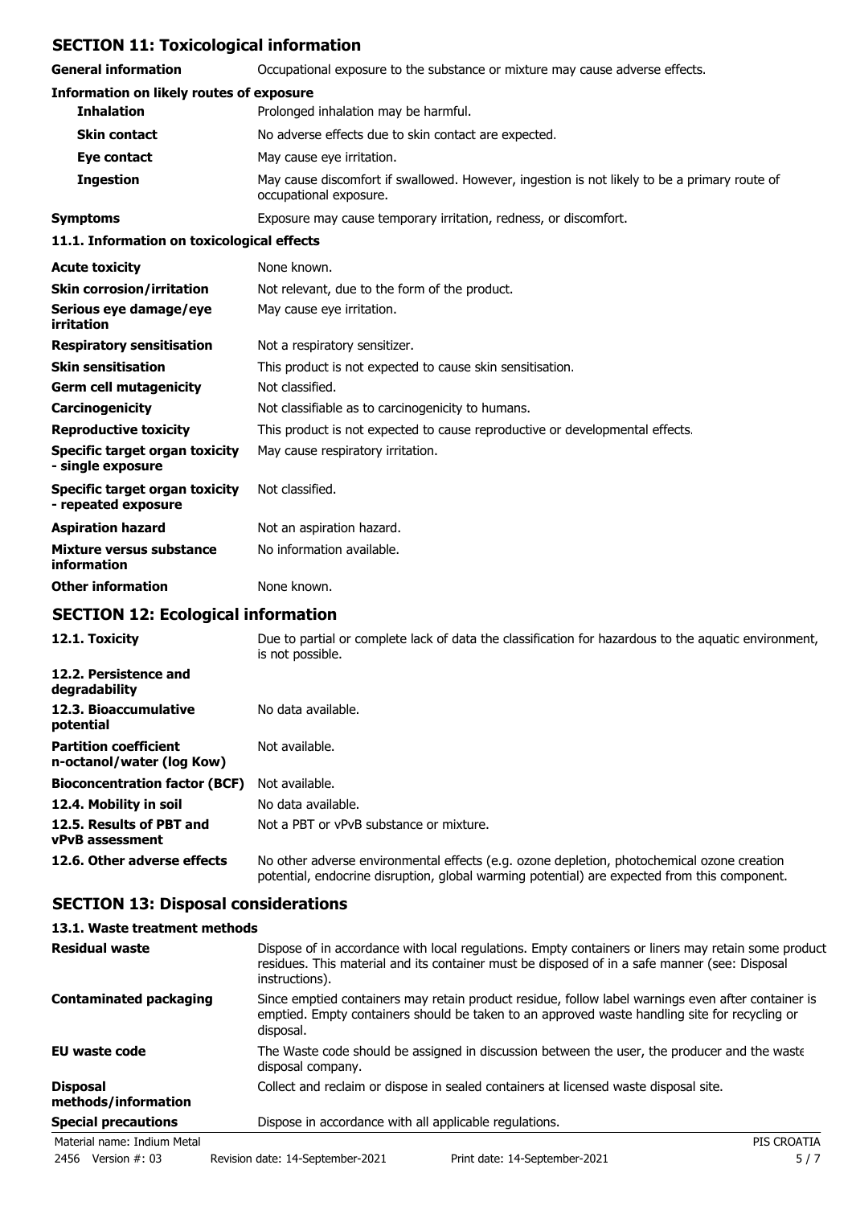## SECTION 11: Toxicological information

| | |
|---|---|
| **General information** | Occupational exposure to the substance or mixture may cause adverse effects. |

**Information on likely routes of exposure**

| | |
|---|---|
| **Inhalation** | Prolonged inhalation may be harmful. |
| **Skin contact** | No adverse effects due to skin contact are expected. |
| **Eye contact** | May cause eye irritation. |
| **Ingestion** | May cause discomfort if swallowed. However, ingestion is not likely to be a primary route of occupational exposure. |
| **Symptoms** | Exposure may cause temporary irritation, redness, or discomfort. |

**11.1. Information on toxicological effects**

| | |
|---|---|
| **Acute toxicity** | None known. |
| **Skin corrosion/irritation** | Not relevant, due to the form of the product. |
| **Serious eye damage/eye irritation** | May cause eye irritation. |
| **Respiratory sensitisation** | Not a respiratory sensitizer. |
| **Skin sensitisation** | This product is not expected to cause skin sensitisation. |
| **Germ cell mutagenicity** | Not classified. |
| **Carcinogenicity** | Not classifiable as to carcinogenicity to humans. |
| **Reproductive toxicity** | This product is not expected to cause reproductive or developmental effects. |
| **Specific target organ toxicity - single exposure** | May cause respiratory irritation. |
| **Specific target organ toxicity - repeated exposure** | Not classified. |
| **Aspiration hazard** | Not an aspiration hazard. |
| **Mixture versus substance information** | No information available. |
| **Other information** | None known. |

## SECTION 12: Ecological information

| | |
|---|---|
| **12.1. Toxicity** | Due to partial or complete lack of data the classification for hazardous to the aquatic environment, is not possible. |
| **12.2. Persistence and degradability** | |
| **12.3. Bioaccumulative potential** | No data available. |
| **Partition coefficient n-octanol/water (log Kow)** | Not available. |
| **Bioconcentration factor (BCF)** | Not available. |
| **12.4. Mobility in soil** | No data available. |
| **12.5. Results of PBT and vPvB assessment** | Not a PBT or vPvB substance or mixture. |
| **12.6. Other adverse effects** | No other adverse environmental effects (e.g. ozone depletion, photochemical ozone creation potential, endocrine disruption, global warming potential) are expected from this component. |

## SECTION 13: Disposal considerations

**13.1. Waste treatment methods**

| | |
|---|---|
| **Residual waste** | Dispose of in accordance with local regulations. Empty containers or liners may retain some product residues. This material and its container must be disposed of in a safe manner (see: Disposal instructions). |
| **Contaminated packaging** | Since emptied containers may retain product residue, follow label warnings even after container is emptied. Empty containers should be taken to an approved waste handling site for recycling or disposal. |
| **EU waste code** | The Waste code should be assigned in discussion between the user, the producer and the waste disposal company. |
| **Disposal methods/information** | Collect and reclaim or dispose in sealed containers at licensed waste disposal site. |
| **Special precautions** | Dispose in accordance with all applicable regulations. |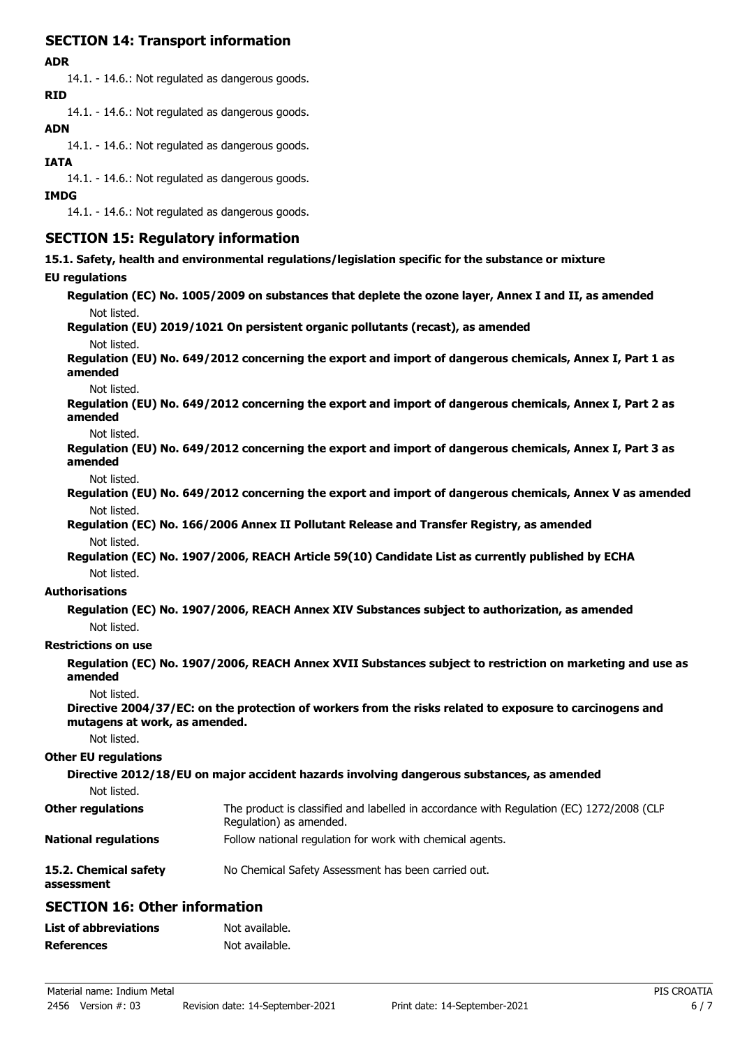## SECTION 14: Transport information

**ADR**

14.1. - 14.6.: Not regulated as dangerous goods.

**RID**

14.1. - 14.6.: Not regulated as dangerous goods.

**ADN**

14.1. - 14.6.: Not regulated as dangerous goods.

**IATA**

14.1. - 14.6.: Not regulated as dangerous goods.

**IMDG**

14.1. - 14.6.: Not regulated as dangerous goods.

## SECTION 15: Regulatory information

**15.1. Safety, health and environmental regulations/legislation specific for the substance or mixture**

**EU regulations**

**Regulation (EC) No. 1005/2009 on substances that deplete the ozone layer, Annex I and II, as amended**

Not listed.

**Regulation (EU) 2019/1021 On persistent organic pollutants (recast), as amended**

Not listed.

**Regulation (EU) No. 649/2012 concerning the export and import of dangerous chemicals, Annex I, Part 1 as amended**

Not listed.

**Regulation (EU) No. 649/2012 concerning the export and import of dangerous chemicals, Annex I, Part 2 as amended**

Not listed.

**Regulation (EU) No. 649/2012 concerning the export and import of dangerous chemicals, Annex I, Part 3 as amended**

Not listed.

**Regulation (EU) No. 649/2012 concerning the export and import of dangerous chemicals, Annex V as amended**

Not listed.

**Regulation (EC) No. 166/2006 Annex II Pollutant Release and Transfer Registry, as amended**

Not listed.

**Regulation (EC) No. 1907/2006, REACH Article 59(10) Candidate List as currently published by ECHA**

Not listed.

**Authorisations**

**Regulation (EC) No. 1907/2006, REACH Annex XIV Substances subject to authorization, as amended**

Not listed.

**Restrictions on use**

**Regulation (EC) No. 1907/2006, REACH Annex XVII Substances subject to restriction on marketing and use as amended**

Not listed.

**Directive 2004/37/EC: on the protection of workers from the risks related to exposure to carcinogens and mutagens at work, as amended.**

Not listed.

**Other EU regulations**

**Directive 2012/18/EU on major accident hazards involving dangerous substances, as amended**

Not listed.

**Other regulations** The product is classified and labelled in accordance with Regulation (EC) 1272/2008 (CLP Regulation) as amended.

**National regulations** Follow national regulation for work with chemical agents.

**15.2. Chemical safety assessment** No Chemical Safety Assessment has been carried out.

## SECTION 16: Other information

**List of abbreviations** Not available.

**References** Not available.

Material name: Indium Metal

2456 Version #: 03 Revision date: 14-September-2021 Print date: 14-September-2021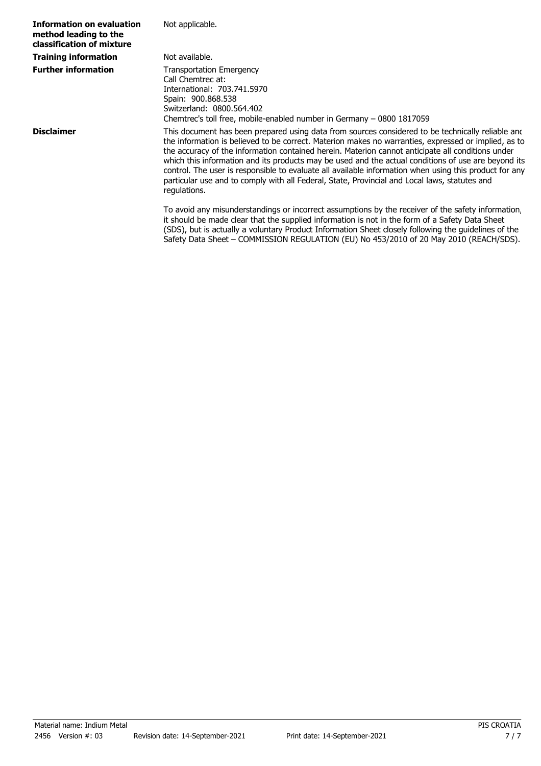**Information on evaluation method leading to the classification of mixture** Not applicable.

**Training information** Not available.

**Further information**

Transportation Emergency
Call Chemtrec at:
International: 703.741.5970
Spain: 900.868.538
Switzerland: 0800.564.402
Chemtrec's toll free, mobile-enabled number in Germany – 0800 1817059

**Disclaimer**

This document has been prepared using data from sources considered to be technically reliable and the information is believed to be correct. Materion makes no warranties, expressed or implied, as to the accuracy of the information contained herein. Materion cannot anticipate all conditions under which this information and its products may be used and the actual conditions of use are beyond its control. The user is responsible to evaluate all available information when using this product for any particular use and to comply with all Federal, State, Provincial and Local laws, statutes and regulations.

To avoid any misunderstandings or incorrect assumptions by the receiver of the safety information, it should be made clear that the supplied information is not in the form of a Safety Data Sheet (SDS), but is actually a voluntary Product Information Sheet closely following the guidelines of the Safety Data Sheet – COMMISSION REGULATION (EU) No 453/2010 of 20 May 2010 (REACH/SDS).